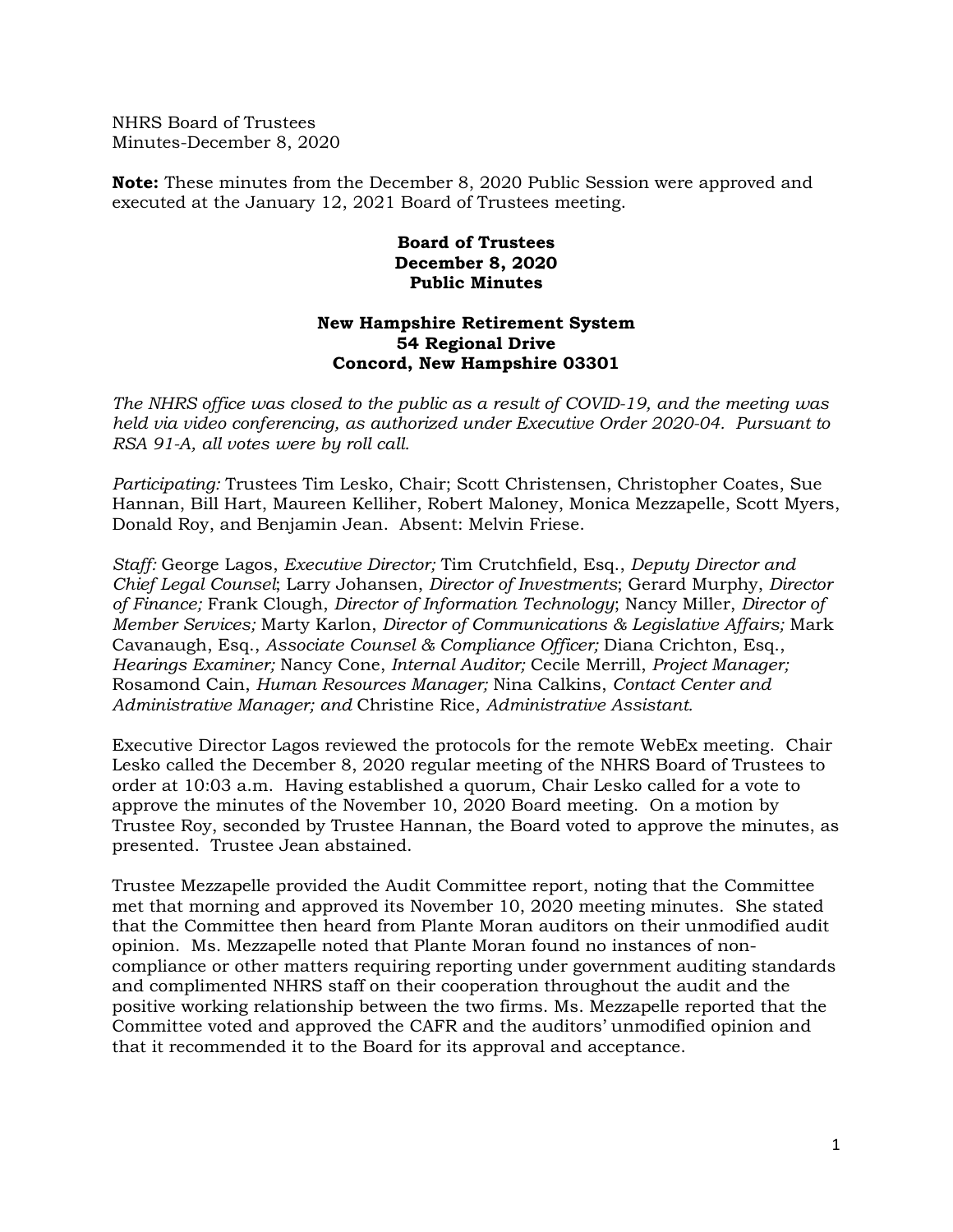NHRS Board of Trustees
Minutes-December 8, 2020

**Note:** These minutes from the December 8, 2020 Public Session were approved and executed at the January 12, 2021 Board of Trustees meeting.

**Board of Trustees**
**December 8, 2020**
**Public Minutes**

**New Hampshire Retirement System**
**54 Regional Drive**
**Concord, New Hampshire 03301**

*The NHRS office was closed to the public as a result of COVID-19, and the meeting was held via video conferencing, as authorized under Executive Order 2020-04. Pursuant to RSA 91-A, all votes were by roll call.*

*Participating:* Trustees Tim Lesko, Chair; Scott Christensen, Christopher Coates, Sue Hannan, Bill Hart, Maureen Kelliher, Robert Maloney, Monica Mezzapelle, Scott Myers, Donald Roy, and Benjamin Jean. Absent: Melvin Friese.

*Staff:* George Lagos, *Executive Director;* Tim Crutchfield, Esq., *Deputy Director and Chief Legal Counsel*; Larry Johansen, *Director of Investments*; Gerard Murphy, *Director of Finance;* Frank Clough, *Director of Information Technology*; Nancy Miller, *Director of Member Services;* Marty Karlon, *Director of Communications & Legislative Affairs;* Mark Cavanaugh, Esq., *Associate Counsel & Compliance Officer;* Diana Crichton, Esq., *Hearings Examiner;* Nancy Cone, *Internal Auditor;* Cecile Merrill, *Project Manager;* Rosamond Cain, *Human Resources Manager;* Nina Calkins, *Contact Center and Administrative Manager; and* Christine Rice, *Administrative Assistant.*

Executive Director Lagos reviewed the protocols for the remote WebEx meeting. Chair Lesko called the December 8, 2020 regular meeting of the NHRS Board of Trustees to order at 10:03 a.m. Having established a quorum, Chair Lesko called for a vote to approve the minutes of the November 10, 2020 Board meeting. On a motion by Trustee Roy, seconded by Trustee Hannan, the Board voted to approve the minutes, as presented. Trustee Jean abstained.

Trustee Mezzapelle provided the Audit Committee report, noting that the Committee met that morning and approved its November 10, 2020 meeting minutes. She stated that the Committee then heard from Plante Moran auditors on their unmodified audit opinion. Ms. Mezzapelle noted that Plante Moran found no instances of non-compliance or other matters requiring reporting under government auditing standards and complimented NHRS staff on their cooperation throughout the audit and the positive working relationship between the two firms. Ms. Mezzapelle reported that the Committee voted and approved the CAFR and the auditors' unmodified opinion and that it recommended it to the Board for its approval and acceptance.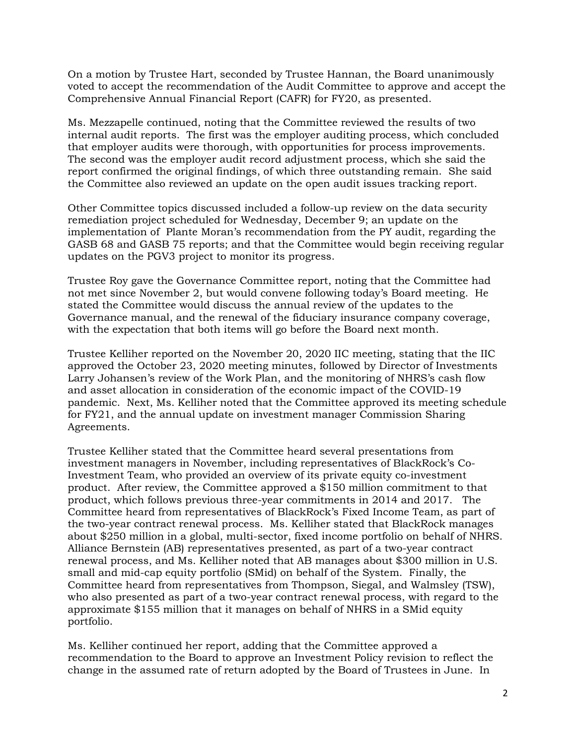On a motion by Trustee Hart, seconded by Trustee Hannan, the Board unanimously voted to accept the recommendation of the Audit Committee to approve and accept the Comprehensive Annual Financial Report (CAFR) for FY20, as presented.

Ms. Mezzapelle continued, noting that the Committee reviewed the results of two internal audit reports. The first was the employer auditing process, which concluded that employer audits were thorough, with opportunities for process improvements. The second was the employer audit record adjustment process, which she said the report confirmed the original findings, of which three outstanding remain. She said the Committee also reviewed an update on the open audit issues tracking report.

Other Committee topics discussed included a follow-up review on the data security remediation project scheduled for Wednesday, December 9; an update on the implementation of Plante Moran's recommendation from the PY audit, regarding the GASB 68 and GASB 75 reports; and that the Committee would begin receiving regular updates on the PGV3 project to monitor its progress.

Trustee Roy gave the Governance Committee report, noting that the Committee had not met since November 2, but would convene following today's Board meeting. He stated the Committee would discuss the annual review of the updates to the Governance manual, and the renewal of the fiduciary insurance company coverage, with the expectation that both items will go before the Board next month.

Trustee Kelliher reported on the November 20, 2020 IIC meeting, stating that the IIC approved the October 23, 2020 meeting minutes, followed by Director of Investments Larry Johansen's review of the Work Plan, and the monitoring of NHRS's cash flow and asset allocation in consideration of the economic impact of the COVID-19 pandemic. Next, Ms. Kelliher noted that the Committee approved its meeting schedule for FY21, and the annual update on investment manager Commission Sharing Agreements.

Trustee Kelliher stated that the Committee heard several presentations from investment managers in November, including representatives of BlackRock's Co-Investment Team, who provided an overview of its private equity co-investment product. After review, the Committee approved a $150 million commitment to that product, which follows previous three-year commitments in 2014 and 2017. The Committee heard from representatives of BlackRock's Fixed Income Team, as part of the two-year contract renewal process. Ms. Kelliher stated that BlackRock manages about $250 million in a global, multi-sector, fixed income portfolio on behalf of NHRS. Alliance Bernstein (AB) representatives presented, as part of a two-year contract renewal process, and Ms. Kelliher noted that AB manages about $300 million in U.S. small and mid-cap equity portfolio (SMid) on behalf of the System. Finally, the Committee heard from representatives from Thompson, Siegal, and Walmsley (TSW), who also presented as part of a two-year contract renewal process, with regard to the approximate $155 million that it manages on behalf of NHRS in a SMid equity portfolio.

Ms. Kelliher continued her report, adding that the Committee approved a recommendation to the Board to approve an Investment Policy revision to reflect the change in the assumed rate of return adopted by the Board of Trustees in June. In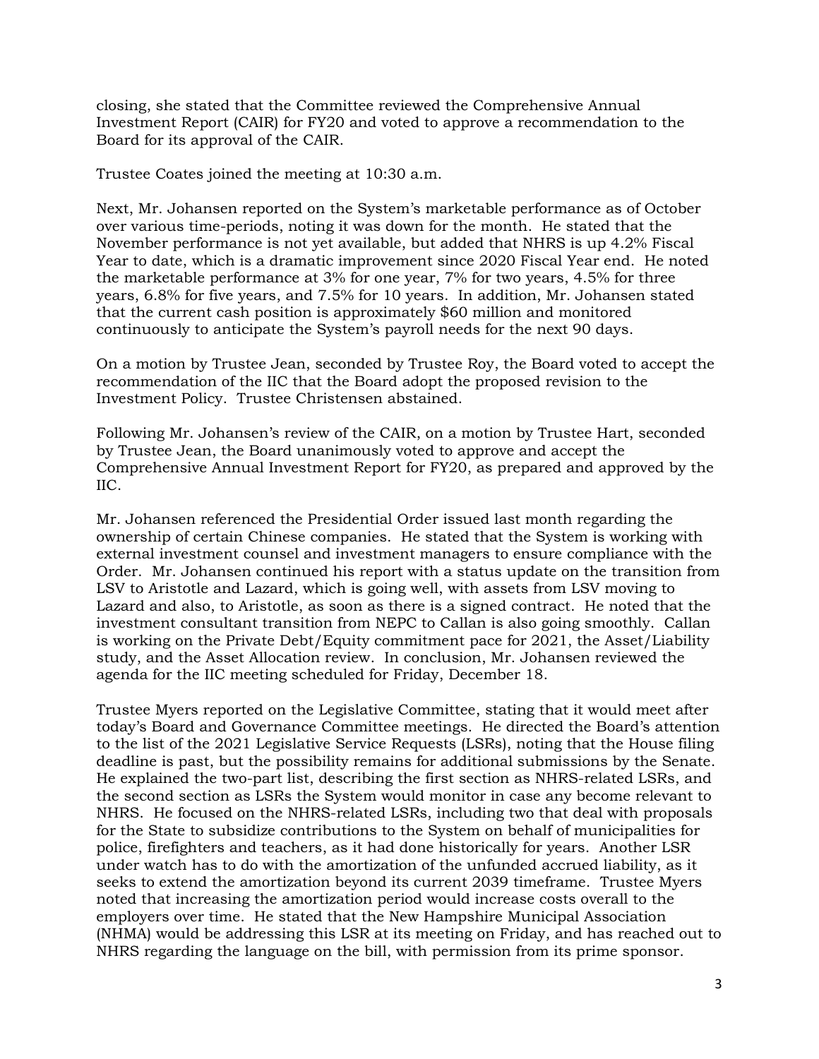closing, she stated that the Committee reviewed the Comprehensive Annual Investment Report (CAIR) for FY20 and voted to approve a recommendation to the Board for its approval of the CAIR.

Trustee Coates joined the meeting at 10:30 a.m.

Next, Mr. Johansen reported on the System's marketable performance as of October over various time-periods, noting it was down for the month. He stated that the November performance is not yet available, but added that NHRS is up 4.2% Fiscal Year to date, which is a dramatic improvement since 2020 Fiscal Year end. He noted the marketable performance at 3% for one year, 7% for two years, 4.5% for three years, 6.8% for five years, and 7.5% for 10 years. In addition, Mr. Johansen stated that the current cash position is approximately \$60 million and monitored continuously to anticipate the System's payroll needs for the next 90 days.

On a motion by Trustee Jean, seconded by Trustee Roy, the Board voted to accept the recommendation of the IIC that the Board adopt the proposed revision to the Investment Policy. Trustee Christensen abstained.

Following Mr. Johansen's review of the CAIR, on a motion by Trustee Hart, seconded by Trustee Jean, the Board unanimously voted to approve and accept the Comprehensive Annual Investment Report for FY20, as prepared and approved by the IIC.

Mr. Johansen referenced the Presidential Order issued last month regarding the ownership of certain Chinese companies. He stated that the System is working with external investment counsel and investment managers to ensure compliance with the Order. Mr. Johansen continued his report with a status update on the transition from LSV to Aristotle and Lazard, which is going well, with assets from LSV moving to Lazard and also, to Aristotle, as soon as there is a signed contract. He noted that the investment consultant transition from NEPC to Callan is also going smoothly. Callan is working on the Private Debt/Equity commitment pace for 2021, the Asset/Liability study, and the Asset Allocation review. In conclusion, Mr. Johansen reviewed the agenda for the IIC meeting scheduled for Friday, December 18.

Trustee Myers reported on the Legislative Committee, stating that it would meet after today's Board and Governance Committee meetings. He directed the Board's attention to the list of the 2021 Legislative Service Requests (LSRs), noting that the House filing deadline is past, but the possibility remains for additional submissions by the Senate. He explained the two-part list, describing the first section as NHRS-related LSRs, and the second section as LSRs the System would monitor in case any become relevant to NHRS. He focused on the NHRS-related LSRs, including two that deal with proposals for the State to subsidize contributions to the System on behalf of municipalities for police, firefighters and teachers, as it had done historically for years. Another LSR under watch has to do with the amortization of the unfunded accrued liability, as it seeks to extend the amortization beyond its current 2039 timeframe. Trustee Myers noted that increasing the amortization period would increase costs overall to the employers over time. He stated that the New Hampshire Municipal Association (NHMA) would be addressing this LSR at its meeting on Friday, and has reached out to NHRS regarding the language on the bill, with permission from its prime sponsor.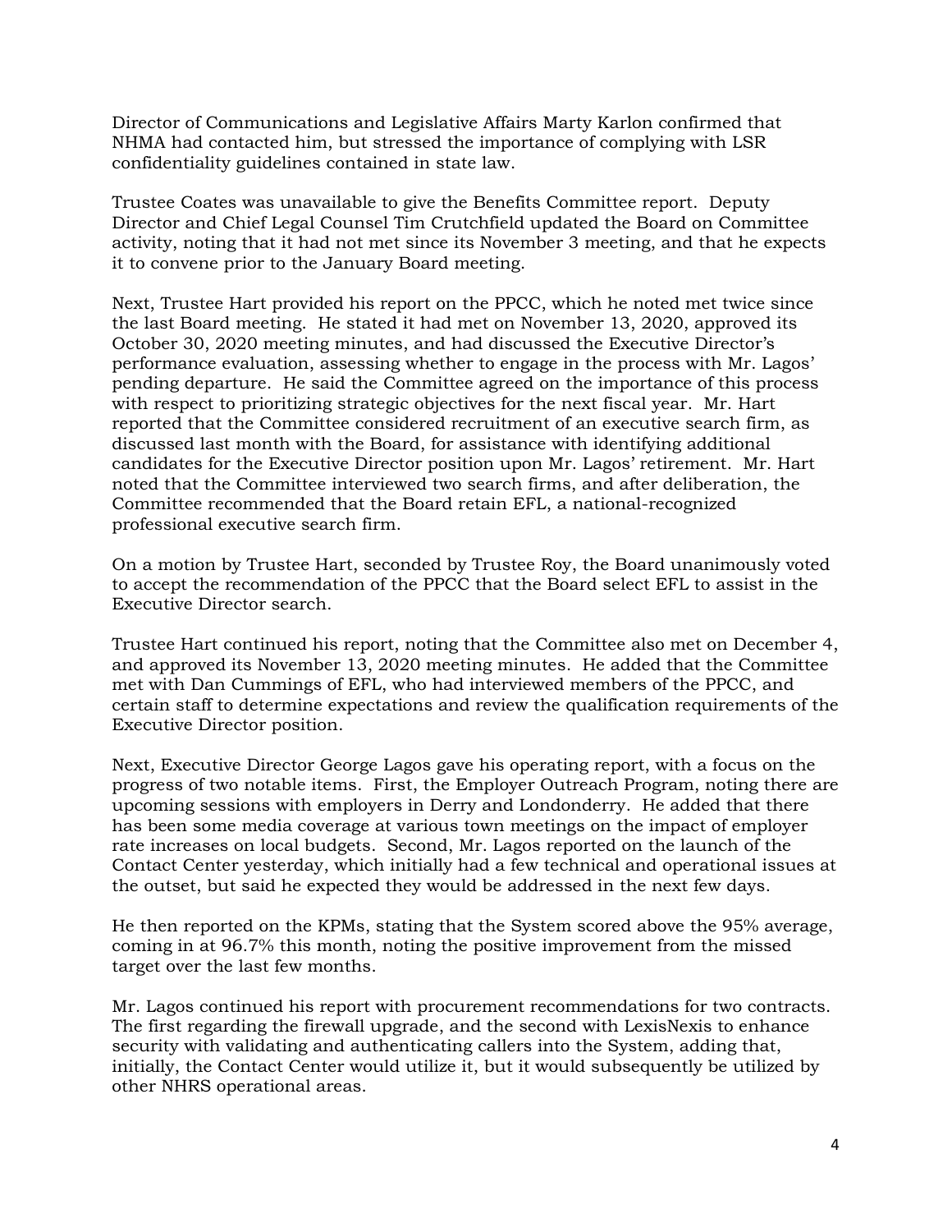Director of Communications and Legislative Affairs Marty Karlon confirmed that NHMA had contacted him, but stressed the importance of complying with LSR confidentiality guidelines contained in state law.

Trustee Coates was unavailable to give the Benefits Committee report. Deputy Director and Chief Legal Counsel Tim Crutchfield updated the Board on Committee activity, noting that it had not met since its November 3 meeting, and that he expects it to convene prior to the January Board meeting.

Next, Trustee Hart provided his report on the PPCC, which he noted met twice since the last Board meeting. He stated it had met on November 13, 2020, approved its October 30, 2020 meeting minutes, and had discussed the Executive Director's performance evaluation, assessing whether to engage in the process with Mr. Lagos' pending departure. He said the Committee agreed on the importance of this process with respect to prioritizing strategic objectives for the next fiscal year. Mr. Hart reported that the Committee considered recruitment of an executive search firm, as discussed last month with the Board, for assistance with identifying additional candidates for the Executive Director position upon Mr. Lagos' retirement. Mr. Hart noted that the Committee interviewed two search firms, and after deliberation, the Committee recommended that the Board retain EFL, a national-recognized professional executive search firm.

On a motion by Trustee Hart, seconded by Trustee Roy, the Board unanimously voted to accept the recommendation of the PPCC that the Board select EFL to assist in the Executive Director search.

Trustee Hart continued his report, noting that the Committee also met on December 4, and approved its November 13, 2020 meeting minutes. He added that the Committee met with Dan Cummings of EFL, who had interviewed members of the PPCC, and certain staff to determine expectations and review the qualification requirements of the Executive Director position.

Next, Executive Director George Lagos gave his operating report, with a focus on the progress of two notable items. First, the Employer Outreach Program, noting there are upcoming sessions with employers in Derry and Londonderry. He added that there has been some media coverage at various town meetings on the impact of employer rate increases on local budgets. Second, Mr. Lagos reported on the launch of the Contact Center yesterday, which initially had a few technical and operational issues at the outset, but said he expected they would be addressed in the next few days.

He then reported on the KPMs, stating that the System scored above the 95% average, coming in at 96.7% this month, noting the positive improvement from the missed target over the last few months.

Mr. Lagos continued his report with procurement recommendations for two contracts. The first regarding the firewall upgrade, and the second with LexisNexis to enhance security with validating and authenticating callers into the System, adding that, initially, the Contact Center would utilize it, but it would subsequently be utilized by other NHRS operational areas.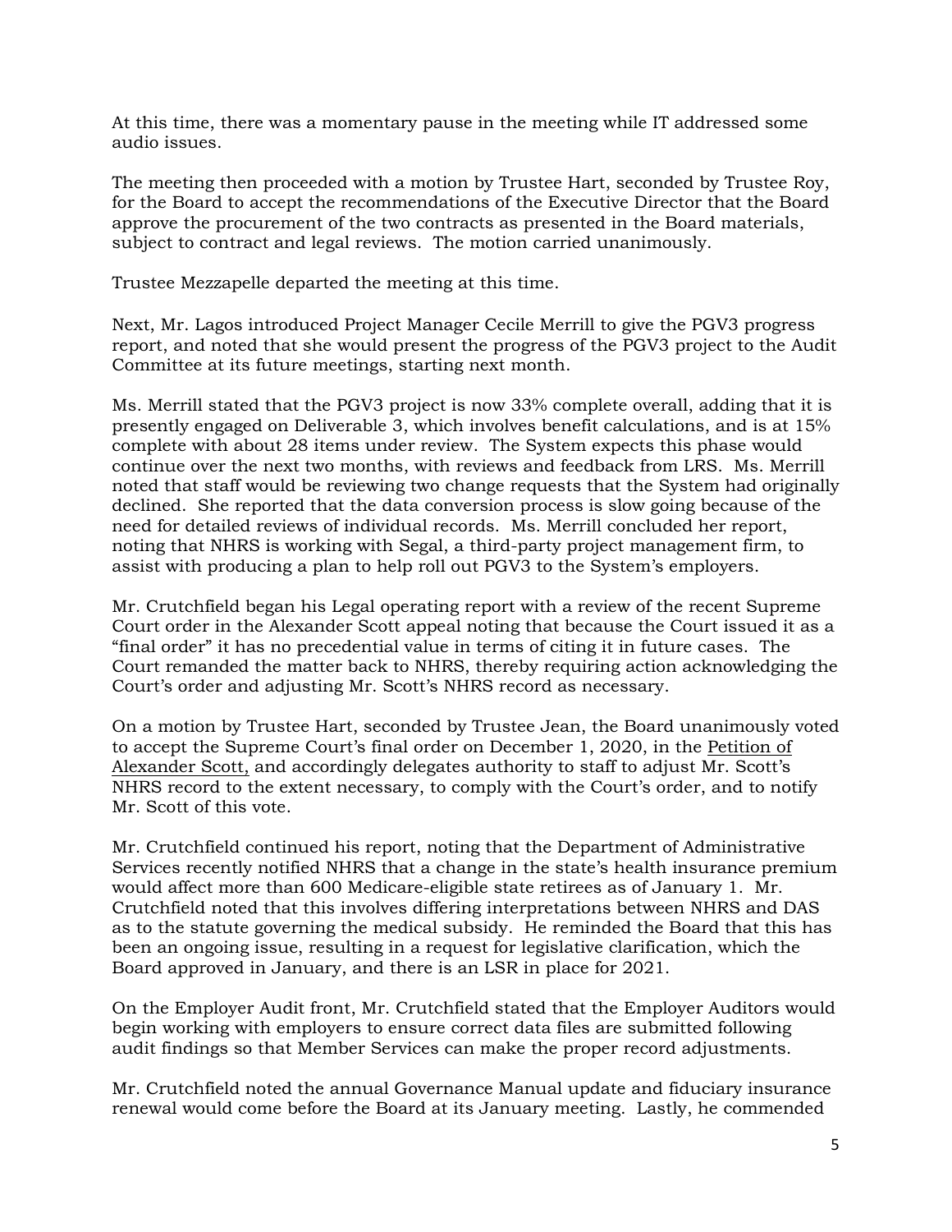At this time, there was a momentary pause in the meeting while IT addressed some audio issues.

The meeting then proceeded with a motion by Trustee Hart, seconded by Trustee Roy, for the Board to accept the recommendations of the Executive Director that the Board approve the procurement of the two contracts as presented in the Board materials, subject to contract and legal reviews. The motion carried unanimously.

Trustee Mezzapelle departed the meeting at this time.

Next, Mr. Lagos introduced Project Manager Cecile Merrill to give the PGV3 progress report, and noted that she would present the progress of the PGV3 project to the Audit Committee at its future meetings, starting next month.

Ms. Merrill stated that the PGV3 project is now 33% complete overall, adding that it is presently engaged on Deliverable 3, which involves benefit calculations, and is at 15% complete with about 28 items under review. The System expects this phase would continue over the next two months, with reviews and feedback from LRS. Ms. Merrill noted that staff would be reviewing two change requests that the System had originally declined. She reported that the data conversion process is slow going because of the need for detailed reviews of individual records. Ms. Merrill concluded her report, noting that NHRS is working with Segal, a third-party project management firm, to assist with producing a plan to help roll out PGV3 to the System's employers.

Mr. Crutchfield began his Legal operating report with a review of the recent Supreme Court order in the Alexander Scott appeal noting that because the Court issued it as a "final order" it has no precedential value in terms of citing it in future cases. The Court remanded the matter back to NHRS, thereby requiring action acknowledging the Court's order and adjusting Mr. Scott's NHRS record as necessary.

On a motion by Trustee Hart, seconded by Trustee Jean, the Board unanimously voted to accept the Supreme Court's final order on December 1, 2020, in the <u>Petition of Alexander Scott,</u> and accordingly delegates authority to staff to adjust Mr. Scott's NHRS record to the extent necessary, to comply with the Court's order, and to notify Mr. Scott of this vote.

Mr. Crutchfield continued his report, noting that the Department of Administrative Services recently notified NHRS that a change in the state's health insurance premium would affect more than 600 Medicare-eligible state retirees as of January 1. Mr. Crutchfield noted that this involves differing interpretations between NHRS and DAS as to the statute governing the medical subsidy. He reminded the Board that this has been an ongoing issue, resulting in a request for legislative clarification, which the Board approved in January, and there is an LSR in place for 2021.

On the Employer Audit front, Mr. Crutchfield stated that the Employer Auditors would begin working with employers to ensure correct data files are submitted following audit findings so that Member Services can make the proper record adjustments.

Mr. Crutchfield noted the annual Governance Manual update and fiduciary insurance renewal would come before the Board at its January meeting. Lastly, he commended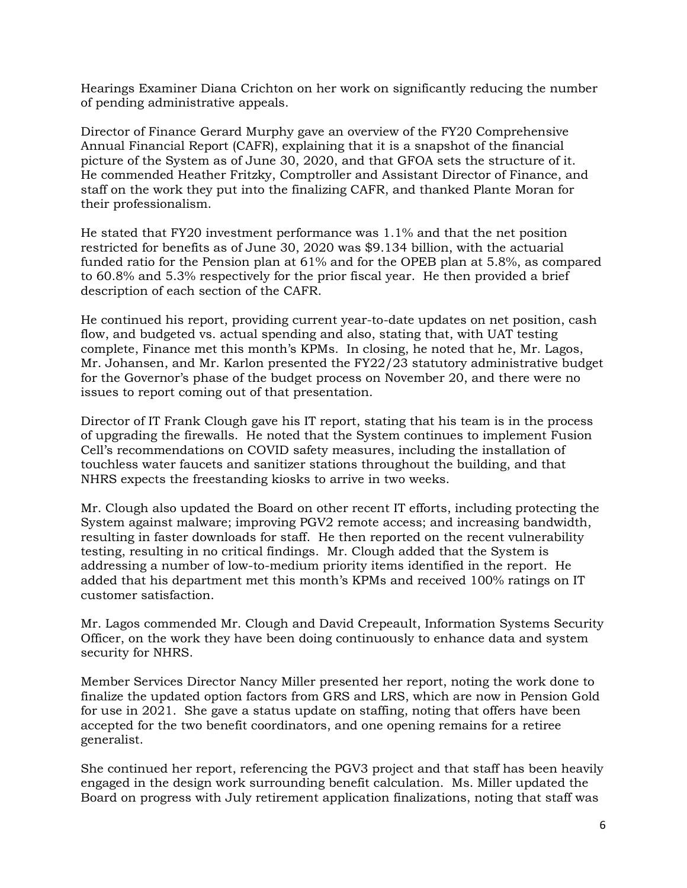Hearings Examiner Diana Crichton on her work on significantly reducing the number of pending administrative appeals.

Director of Finance Gerard Murphy gave an overview of the FY20 Comprehensive Annual Financial Report (CAFR), explaining that it is a snapshot of the financial picture of the System as of June 30, 2020, and that GFOA sets the structure of it. He commended Heather Fritzky, Comptroller and Assistant Director of Finance, and staff on the work they put into the finalizing CAFR, and thanked Plante Moran for their professionalism.

He stated that FY20 investment performance was 1.1% and that the net position restricted for benefits as of June 30, 2020 was $9.134 billion, with the actuarial funded ratio for the Pension plan at 61% and for the OPEB plan at 5.8%, as compared to 60.8% and 5.3% respectively for the prior fiscal year. He then provided a brief description of each section of the CAFR.

He continued his report, providing current year-to-date updates on net position, cash flow, and budgeted vs. actual spending and also, stating that, with UAT testing complete, Finance met this month's KPMs. In closing, he noted that he, Mr. Lagos, Mr. Johansen, and Mr. Karlon presented the FY22/23 statutory administrative budget for the Governor's phase of the budget process on November 20, and there were no issues to report coming out of that presentation.

Director of IT Frank Clough gave his IT report, stating that his team is in the process of upgrading the firewalls. He noted that the System continues to implement Fusion Cell's recommendations on COVID safety measures, including the installation of touchless water faucets and sanitizer stations throughout the building, and that NHRS expects the freestanding kiosks to arrive in two weeks.

Mr. Clough also updated the Board on other recent IT efforts, including protecting the System against malware; improving PGV2 remote access; and increasing bandwidth, resulting in faster downloads for staff. He then reported on the recent vulnerability testing, resulting in no critical findings. Mr. Clough added that the System is addressing a number of low-to-medium priority items identified in the report. He added that his department met this month's KPMs and received 100% ratings on IT customer satisfaction.

Mr. Lagos commended Mr. Clough and David Crepeault, Information Systems Security Officer, on the work they have been doing continuously to enhance data and system security for NHRS.

Member Services Director Nancy Miller presented her report, noting the work done to finalize the updated option factors from GRS and LRS, which are now in Pension Gold for use in 2021. She gave a status update on staffing, noting that offers have been accepted for the two benefit coordinators, and one opening remains for a retiree generalist.

She continued her report, referencing the PGV3 project and that staff has been heavily engaged in the design work surrounding benefit calculation. Ms. Miller updated the Board on progress with July retirement application finalizations, noting that staff was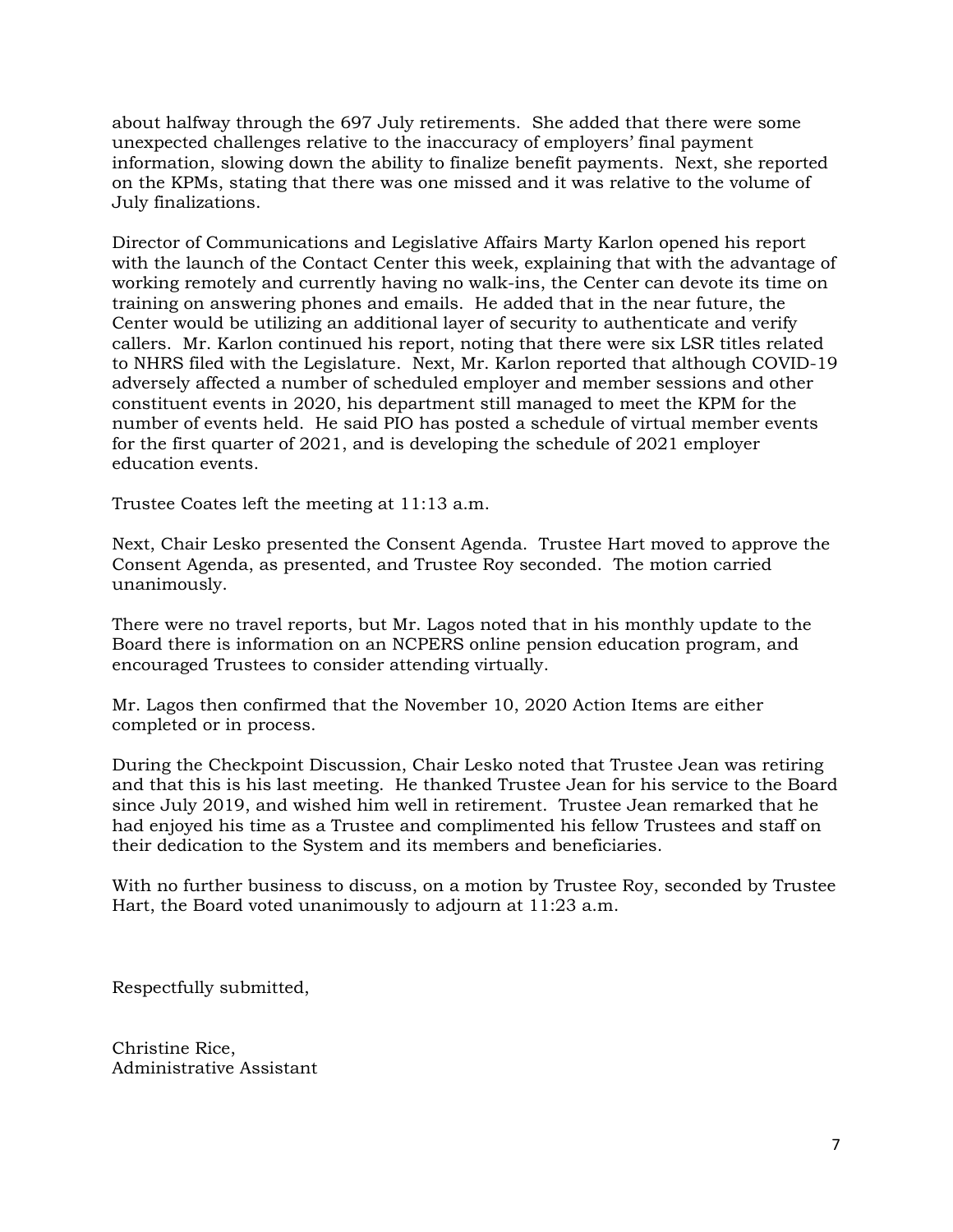about halfway through the 697 July retirements. She added that there were some unexpected challenges relative to the inaccuracy of employers' final payment information, slowing down the ability to finalize benefit payments. Next, she reported on the KPMs, stating that there was one missed and it was relative to the volume of July finalizations.

Director of Communications and Legislative Affairs Marty Karlon opened his report with the launch of the Contact Center this week, explaining that with the advantage of working remotely and currently having no walk-ins, the Center can devote its time on training on answering phones and emails. He added that in the near future, the Center would be utilizing an additional layer of security to authenticate and verify callers. Mr. Karlon continued his report, noting that there were six LSR titles related to NHRS filed with the Legislature. Next, Mr. Karlon reported that although COVID-19 adversely affected a number of scheduled employer and member sessions and other constituent events in 2020, his department still managed to meet the KPM for the number of events held. He said PIO has posted a schedule of virtual member events for the first quarter of 2021, and is developing the schedule of 2021 employer education events.

Trustee Coates left the meeting at 11:13 a.m.

Next, Chair Lesko presented the Consent Agenda. Trustee Hart moved to approve the Consent Agenda, as presented, and Trustee Roy seconded. The motion carried unanimously.

There were no travel reports, but Mr. Lagos noted that in his monthly update to the Board there is information on an NCPERS online pension education program, and encouraged Trustees to consider attending virtually.

Mr. Lagos then confirmed that the November 10, 2020 Action Items are either completed or in process.

During the Checkpoint Discussion, Chair Lesko noted that Trustee Jean was retiring and that this is his last meeting. He thanked Trustee Jean for his service to the Board since July 2019, and wished him well in retirement. Trustee Jean remarked that he had enjoyed his time as a Trustee and complimented his fellow Trustees and staff on their dedication to the System and its members and beneficiaries.

With no further business to discuss, on a motion by Trustee Roy, seconded by Trustee Hart, the Board voted unanimously to adjourn at 11:23 a.m.

Respectfully submitted,

Christine Rice,
Administrative Assistant